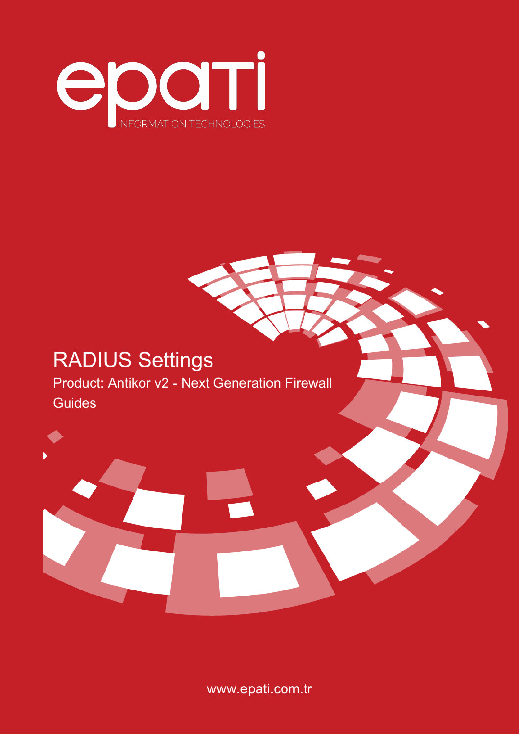epati

INFORMATION TECHNOLOGIES

# RADIUS Settings

Product: Antikor v2 - Next Generation Firewall

Guides

www.epati.com.tr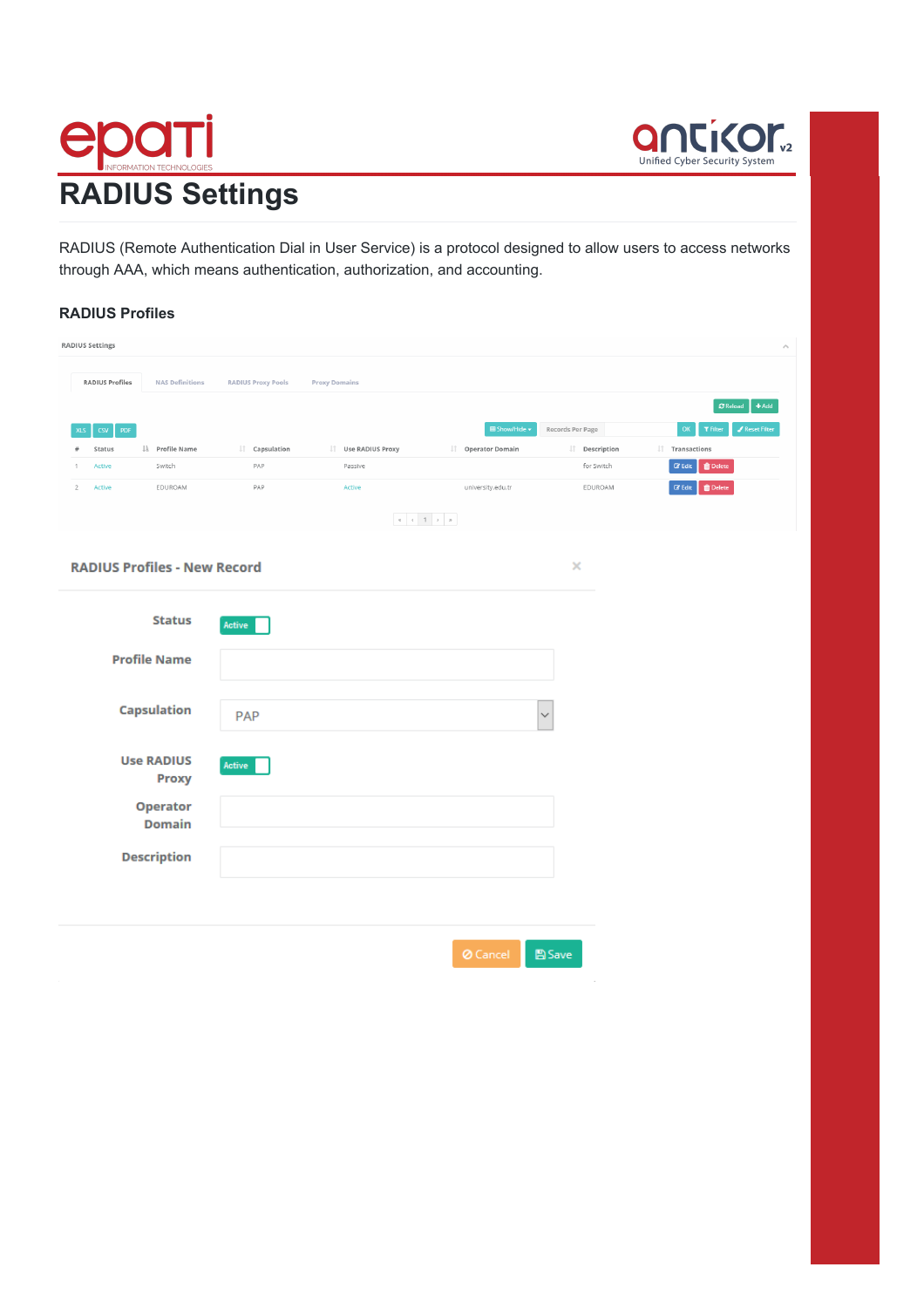# RADIUS Settings

RADIUS (Remote Authentication Dial in User Service) is a protocol designed to allow users to access networks through AAA, which means authentication, authorization, and accounting.

### RADIUS Profiles

RADIUS Settings

RADIUS Profiles | NAS Definitions | RADIUS Proxy Pools | Proxy Domains

| # | Status | Profile Name | Capsulation | Use RADIUS Proxy | Operator Domain | Description | Transactions |
|---|---|---|---|---|---|---|---|
| 1 | Active | Switch | PAP | Passive | | for Switch | Edit Delete |
| 2 | Active | EDUROAM | PAP | Active | university.edu.tr | EDUROAM | Edit Delete |

**RADIUS Profiles - New Record**

| Field | Value |
|---|---|
| Status | Active |
| Profile Name | |
| Capsulation | PAP |
| Use RADIUS Proxy | Active |
| Operator Domain | |
| Description | |

Cancel | Save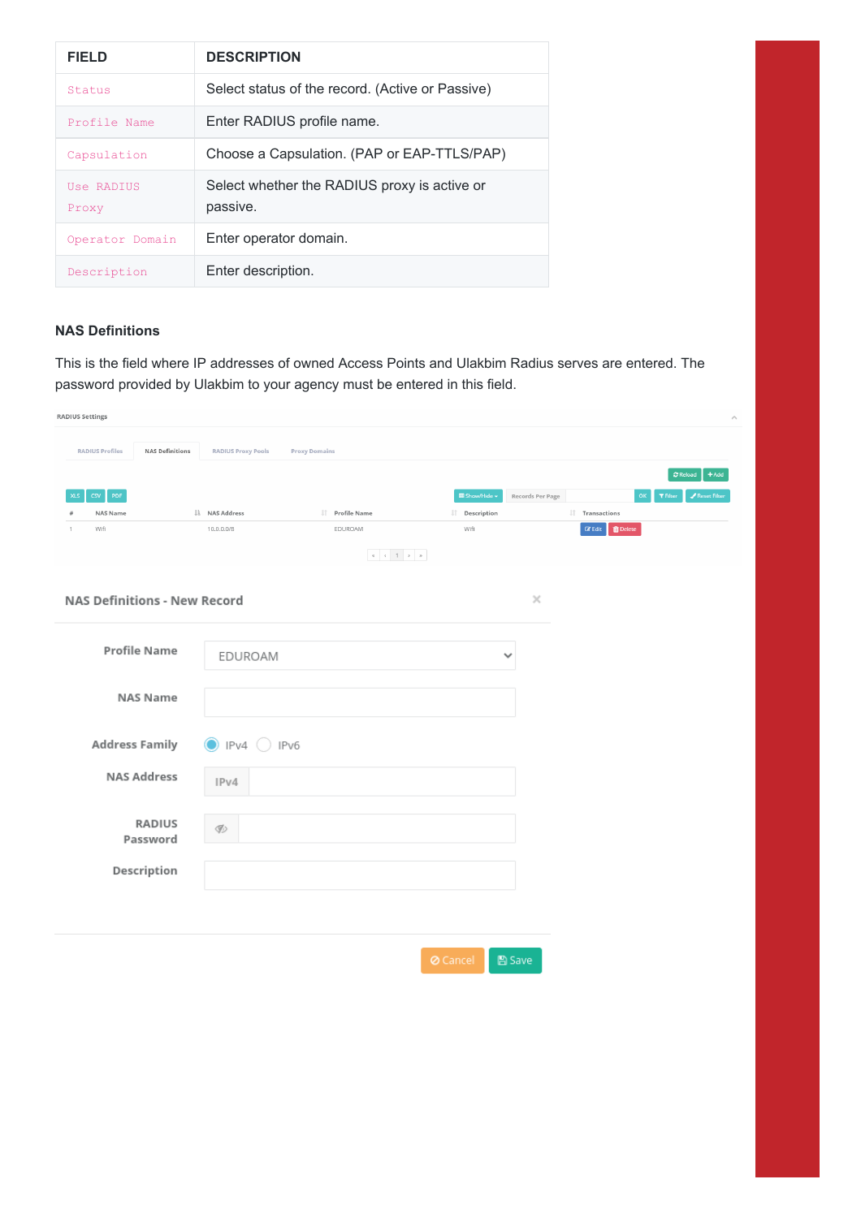| FIELD | DESCRIPTION |
| --- | --- |
| `Status` | Select status of the record. (Active or Passive) |
| `Profile Name` | Enter RADIUS profile name. |
| `Capsulation` | Choose a Capsulation. (PAP or EAP-TTLS/PAP) |
| `Use RADIUS Proxy` | Select whether the RADIUS proxy is active or passive. |
| `Operator Domain` | Enter operator domain. |
| `Description` | Enter description. |

### NAS Definitions

This is the field where IP addresses of owned Access Points and Ulakbim Radius serves are entered. The password provided by Ulakbim to your agency must be entered in this field.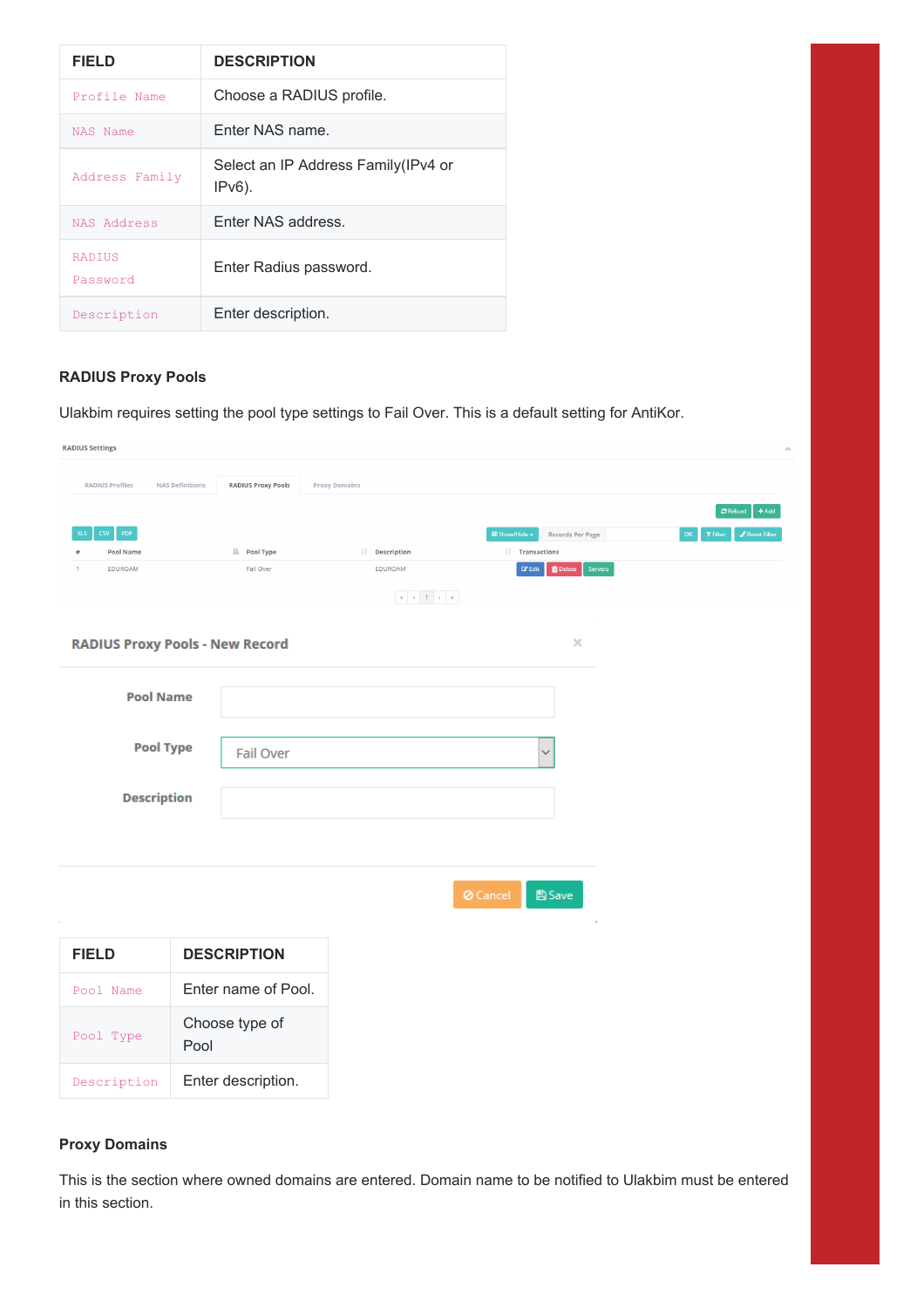| FIELD | DESCRIPTION |
| --- | --- |
| Profile Name | Choose a RADIUS profile. |
| NAS Name | Enter NAS name. |
| Address Family | Select an IP Address Family(IPv4 or IPv6). |
| NAS Address | Enter NAS address. |
| RADIUS Password | Enter Radius password. |
| Description | Enter description. |

### RADIUS Proxy Pools

Ulakbim requires setting the pool type settings to Fail Over. This is a default setting for AntiKor.

| FIELD | DESCRIPTION |
| --- | --- |
| Pool Name | Enter name of Pool. |
| Pool Type | Choose type of Pool |
| Description | Enter description. |

### Proxy Domains

This is the section where owned domains are entered. Domain name to be notified to Ulakbim must be entered in this section.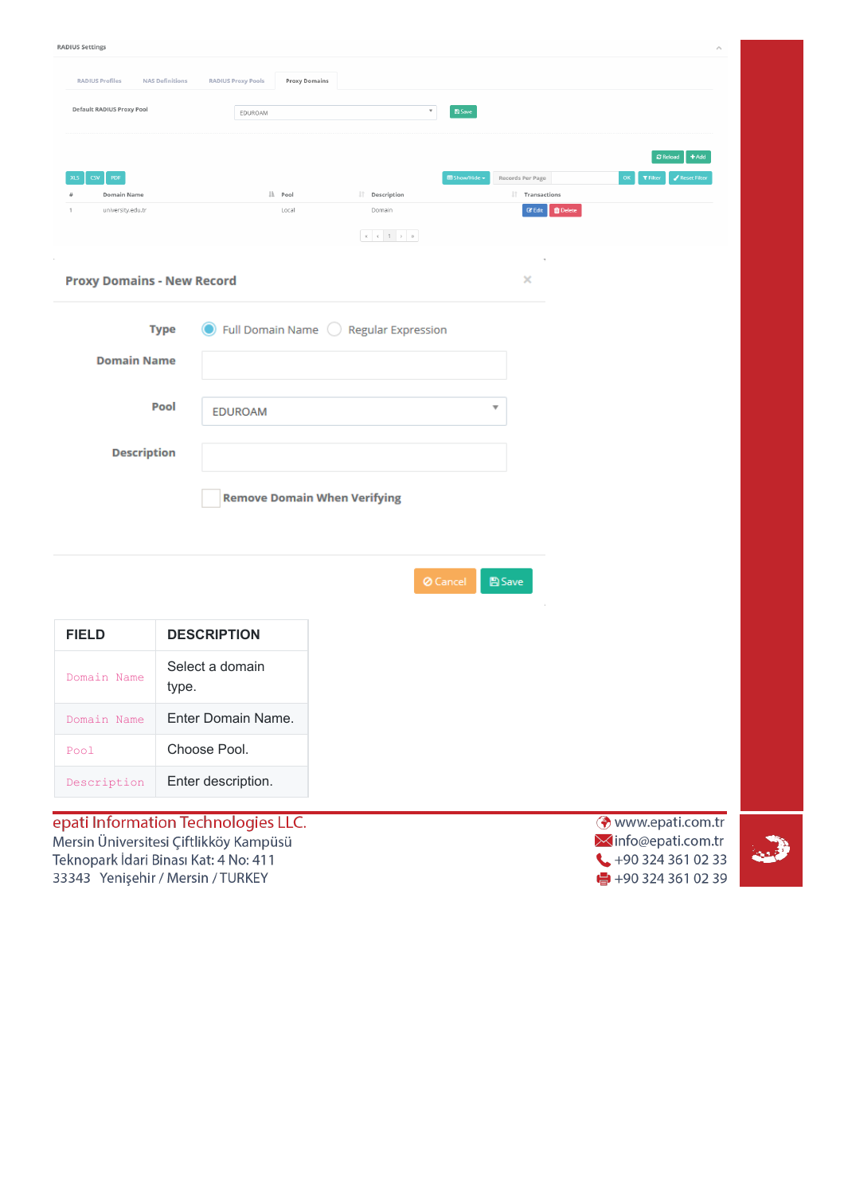RADIUS Settings

RADIUS Profiles | NAS Definitions | RADIUS Proxy Pools | Proxy Domains

Default RADIUS Proxy Pool: EDUROAM — Save

Reload | Add

XLS | CSV | PDF — Show/Hide — Records Per Page — OK — Filter — Reset Filter

| # | Domain Name | Pool | Description | Transactions |
|---|---|---|---|---|
| 1 | university.edu.tr | Local | Domain | Edit Delete |

**Proxy Domains - New Record**

Type: Full Domain Name / Regular Expression

Domain Name

Pool: EDUROAM

Description

Remove Domain When Verifying

Cancel | Save

| FIELD | DESCRIPTION |
|---|---|
| Domain Name | Select a domain type. |
| Domain Name | Enter Domain Name. |
| Pool | Choose Pool. |
| Description | Enter description. |

epati Information Technologies LLC.
Mersin Üniversitesi Çiftlikköy Kampüsü
Teknopark İdari Binası Kat: 4 No: 411
33343 Yenişehir / Mersin / TURKEY

www.epati.com.tr
info@epati.com.tr
+90 324 361 02 33
+90 324 361 02 39